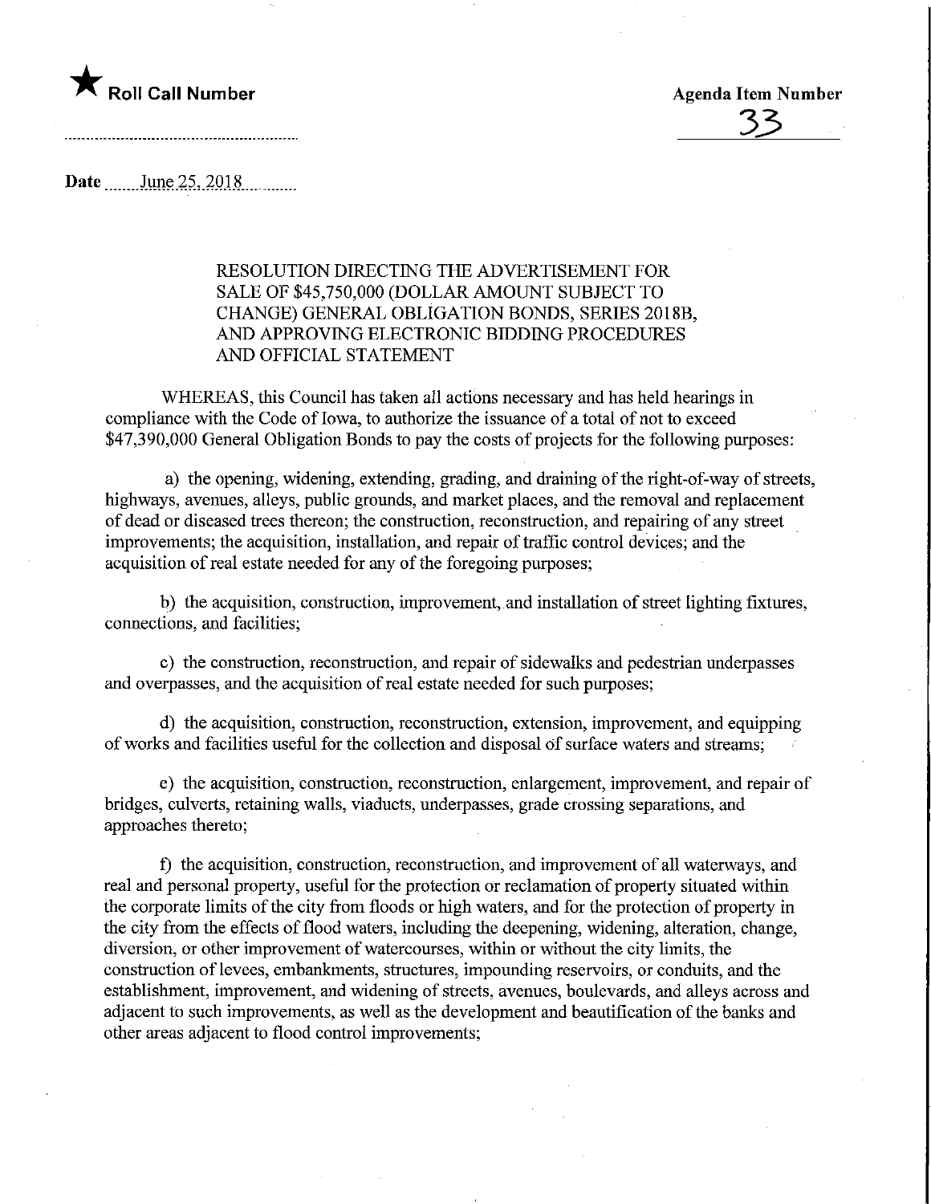★ **Roll Call Number**

**Agenda Item Number**

33

**Date** June 25, 2018

RESOLUTION DIRECTING THE ADVERTISEMENT FOR SALE OF $45,750,000 (DOLLAR AMOUNT SUBJECT TO CHANGE) GENERAL OBLIGATION BONDS, SERIES 2018B, AND APPROVING ELECTRONIC BIDDING PROCEDURES AND OFFICIAL STATEMENT

WHEREAS, this Council has taken all actions necessary and has held hearings in compliance with the Code of Iowa, to authorize the issuance of a total of not to exceed $47,390,000 General Obligation Bonds to pay the costs of projects for the following purposes:

a) the opening, widening, extending, grading, and draining of the right-of-way of streets, highways, avenues, alleys, public grounds, and market places, and the removal and replacement of dead or diseased trees thereon; the construction, reconstruction, and repairing of any street improvements; the acquisition, installation, and repair of traffic control devices; and the acquisition of real estate needed for any of the foregoing purposes;

b) the acquisition, construction, improvement, and installation of street lighting fixtures, connections, and facilities;

c) the construction, reconstruction, and repair of sidewalks and pedestrian underpasses and overpasses, and the acquisition of real estate needed for such purposes;

d) the acquisition, construction, reconstruction, extension, improvement, and equipping of works and facilities useful for the collection and disposal of surface waters and streams;

e) the acquisition, construction, reconstruction, enlargement, improvement, and repair of bridges, culverts, retaining walls, viaducts, underpasses, grade crossing separations, and approaches thereto;

f) the acquisition, construction, reconstruction, and improvement of all waterways, and real and personal property, useful for the protection or reclamation of property situated within the corporate limits of the city from floods or high waters, and for the protection of property in the city from the effects of flood waters, including the deepening, widening, alteration, change, diversion, or other improvement of watercourses, within or without the city limits, the construction of levees, embankments, structures, impounding reservoirs, or conduits, and the establishment, improvement, and widening of streets, avenues, boulevards, and alleys across and adjacent to such improvements, as well as the development and beautification of the banks and other areas adjacent to flood control improvements;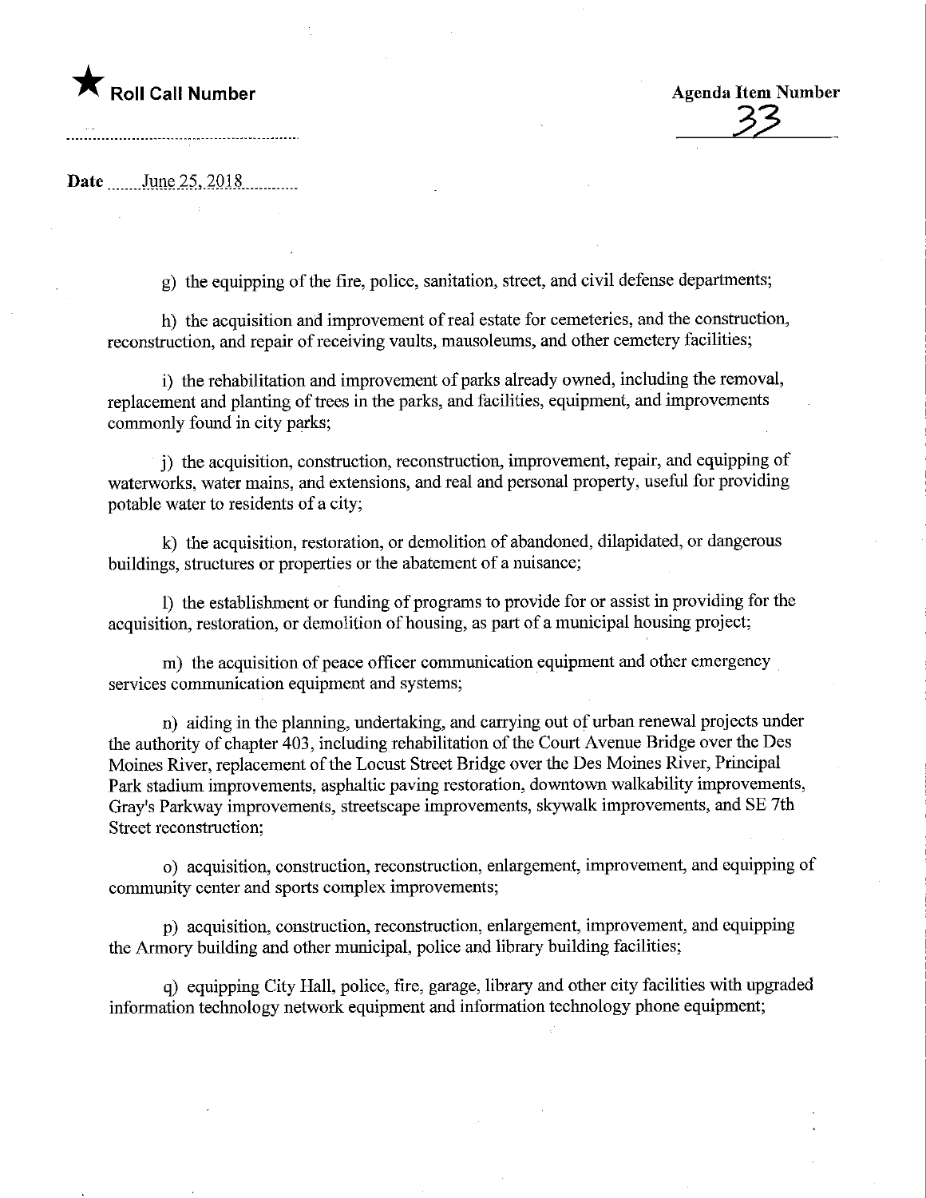g) the equipping of the fire, police, sanitation, street, and civil defense departments;

h) the acquisition and improvement of real estate for cemeteries, and the construction, reconstruction, and repair of receiving vaults, mausoleums, and other cemetery facilities;

i) the rehabilitation and improvement of parks already owned, including the removal, replacement and planting of trees in the parks, and facilities, equipment, and improvements commonly found in city parks;

j) the acquisition, construction, reconstruction, improvement, repair, and equipping of waterworks, water mains, and extensions, and real and personal property, useful for providing potable water to residents of a city;

k) the acquisition, restoration, or demolition of abandoned, dilapidated, or dangerous buildings, structures or properties or the abatement of a nuisance;

l) the establishment or funding of programs to provide for or assist in providing for the acquisition, restoration, or demolition of housing, as part of a municipal housing project;

m) the acquisition of peace officer communication equipment and other emergency services communication equipment and systems;

n) aiding in the planning, undertaking, and carrying out of urban renewal projects under the authority of chapter 403, including rehabilitation of the Court Avenue Bridge over the Des Moines River, replacement of the Locust Street Bridge over the Des Moines River, Principal Park stadium improvements, asphaltic paving restoration, downtown walkability improvements, Gray's Parkway improvements, streetscape improvements, skywalk improvements, and SE 7th Street reconstruction;

o) acquisition, construction, reconstruction, enlargement, improvement, and equipping of community center and sports complex improvements;

p) acquisition, construction, reconstruction, enlargement, improvement, and equipping the Armory building and other municipal, police and library building facilities;

q) equipping City Hall, police, fire, garage, library and other city facilities with upgraded information technology network equipment and information technology phone equipment;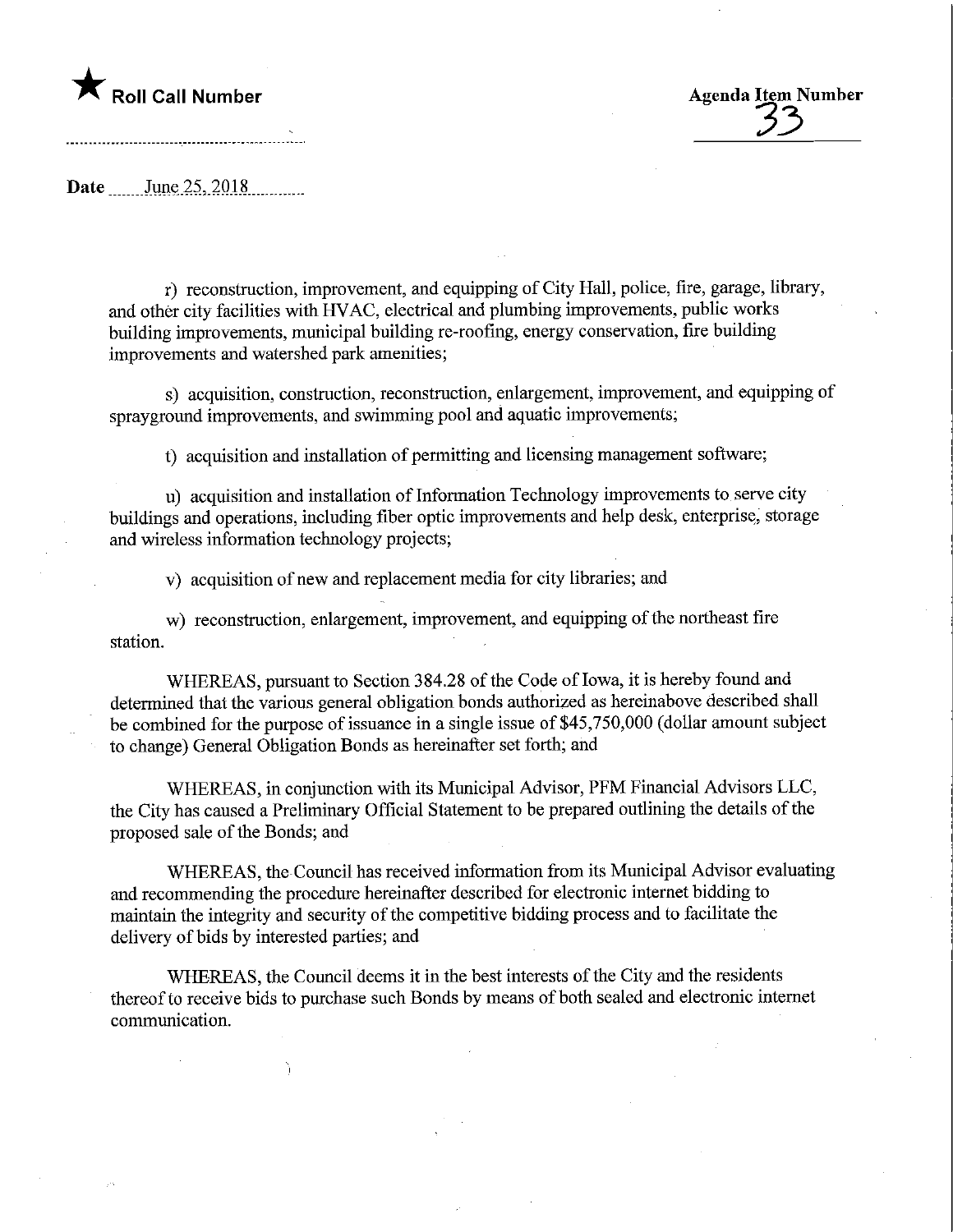★ Roll Call Number

Agenda Item Number 33

Date June 25, 2018

r) reconstruction, improvement, and equipping of City Hall, police, fire, garage, library, and other city facilities with HVAC, electrical and plumbing improvements, public works building improvements, municipal building re-roofing, energy conservation, fire building improvements and watershed park amenities;

s) acquisition, construction, reconstruction, enlargement, improvement, and equipping of sprayground improvements, and swimming pool and aquatic improvements;

t) acquisition and installation of permitting and licensing management software;

u) acquisition and installation of Information Technology improvements to serve city buildings and operations, including fiber optic improvements and help desk, enterprise, storage and wireless information technology projects;

v) acquisition of new and replacement media for city libraries; and

w) reconstruction, enlargement, improvement, and equipping of the northeast fire station.

WHEREAS, pursuant to Section 384.28 of the Code of Iowa, it is hereby found and determined that the various general obligation bonds authorized as hereinabove described shall be combined for the purpose of issuance in a single issue of $45,750,000 (dollar amount subject to change) General Obligation Bonds as hereinafter set forth; and

WHEREAS, in conjunction with its Municipal Advisor, PFM Financial Advisors LLC, the City has caused a Preliminary Official Statement to be prepared outlining the details of the proposed sale of the Bonds; and

WHEREAS, the Council has received information from its Municipal Advisor evaluating and recommending the procedure hereinafter described for electronic internet bidding to maintain the integrity and security of the competitive bidding process and to facilitate the delivery of bids by interested parties; and

WHEREAS, the Council deems it in the best interests of the City and the residents thereof to receive bids to purchase such Bonds by means of both sealed and electronic internet communication.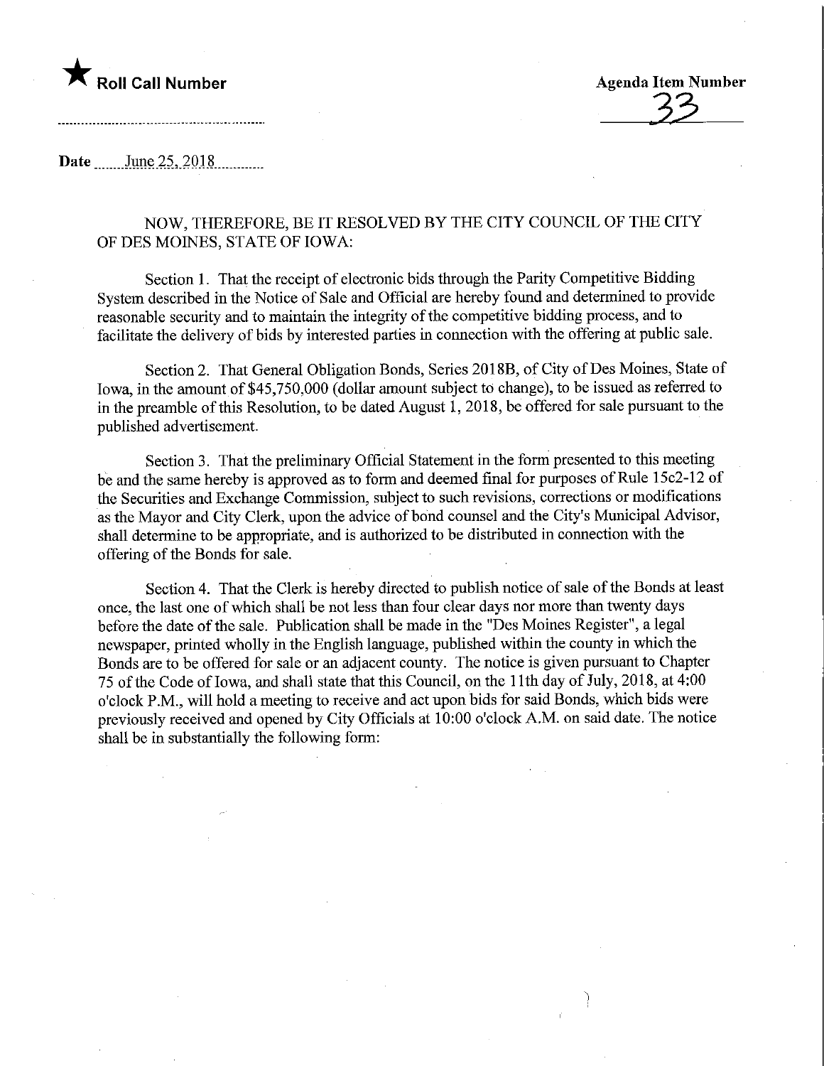★ **Roll Call Number**

**Agenda Item Number**
33

**Date** June 25, 2018

NOW, THEREFORE, BE IT RESOLVED BY THE CITY COUNCIL OF THE CITY OF DES MOINES, STATE OF IOWA:

Section 1. That the receipt of electronic bids through the Parity Competitive Bidding System described in the Notice of Sale and Official are hereby found and determined to provide reasonable security and to maintain the integrity of the competitive bidding process, and to facilitate the delivery of bids by interested parties in connection with the offering at public sale.

Section 2. That General Obligation Bonds, Series 2018B, of City of Des Moines, State of Iowa, in the amount of $45,750,000 (dollar amount subject to change), to be issued as referred to in the preamble of this Resolution, to be dated August 1, 2018, be offered for sale pursuant to the published advertisement.

Section 3. That the preliminary Official Statement in the form presented to this meeting be and the same hereby is approved as to form and deemed final for purposes of Rule 15c2-12 of the Securities and Exchange Commission, subject to such revisions, corrections or modifications as the Mayor and City Clerk, upon the advice of bond counsel and the City's Municipal Advisor, shall determine to be appropriate, and is authorized to be distributed in connection with the offering of the Bonds for sale.

Section 4. That the Clerk is hereby directed to publish notice of sale of the Bonds at least once, the last one of which shall be not less than four clear days nor more than twenty days before the date of the sale. Publication shall be made in the "Des Moines Register", a legal newspaper, printed wholly in the English language, published within the county in which the Bonds are to be offered for sale or an adjacent county. The notice is given pursuant to Chapter 75 of the Code of Iowa, and shall state that this Council, on the 11th day of July, 2018, at 4:00 o'clock P.M., will hold a meeting to receive and act upon bids for said Bonds, which bids were previously received and opened by City Officials at 10:00 o'clock A.M. on said date. The notice shall be in substantially the following form: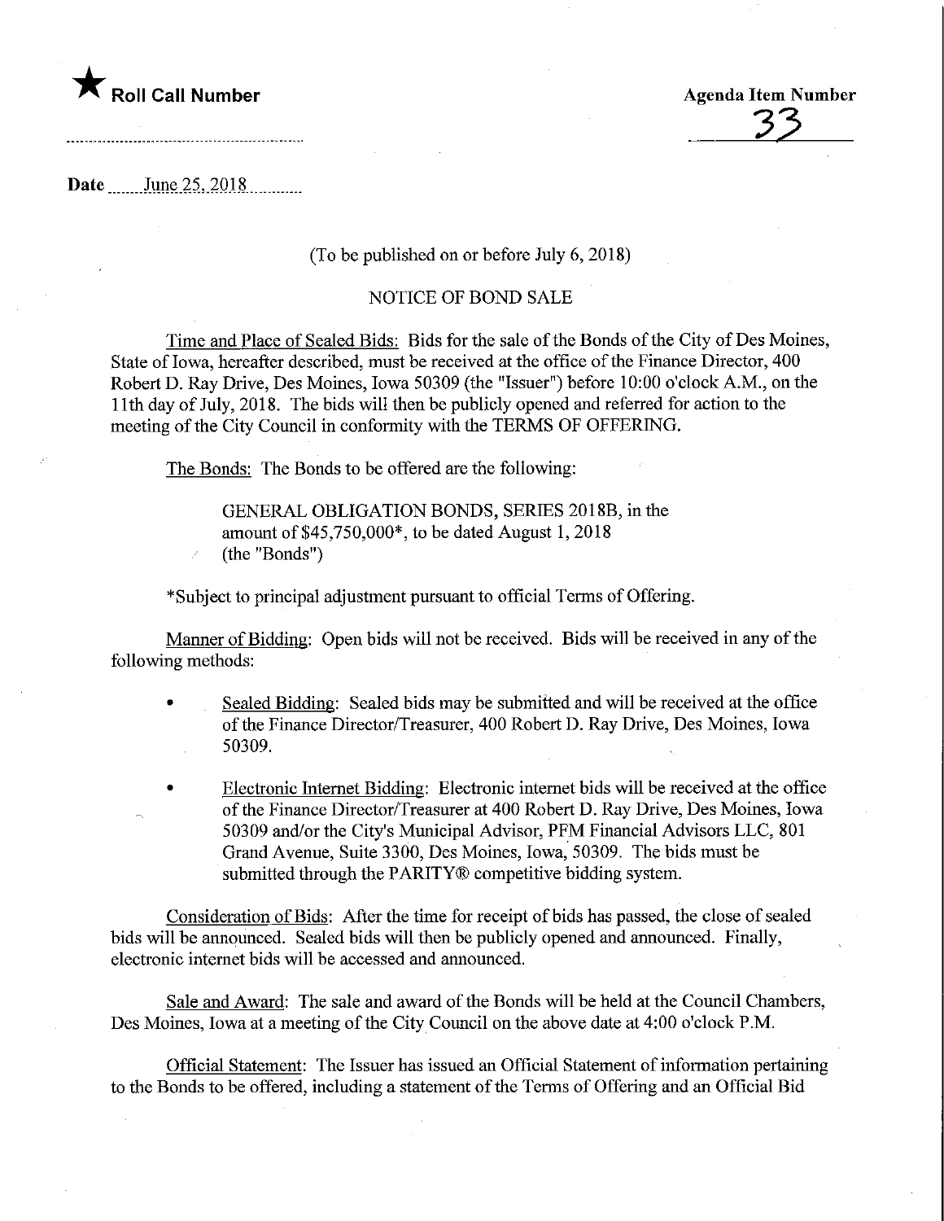★ **Roll Call Number**

**Agenda Item Number**
33

**Date** June 25, 2018

(To be published on or before July 6, 2018)

NOTICE OF BOND SALE

Time and Place of Sealed Bids: Bids for the sale of the Bonds of the City of Des Moines, State of Iowa, hereafter described, must be received at the office of the Finance Director, 400 Robert D. Ray Drive, Des Moines, Iowa 50309 (the "Issuer") before 10:00 o'clock A.M., on the 11th day of July, 2018. The bids will then be publicly opened and referred for action to the meeting of the City Council in conformity with the TERMS OF OFFERING.

The Bonds: The Bonds to be offered are the following:

> GENERAL OBLIGATION BONDS, SERIES 2018B, in the amount of $45,750,000*, to be dated August 1, 2018 (the "Bonds")

*Subject to principal adjustment pursuant to official Terms of Offering.

Manner of Bidding: Open bids will not be received. Bids will be received in any of the following methods:

- Sealed Bidding: Sealed bids may be submitted and will be received at the office of the Finance Director/Treasurer, 400 Robert D. Ray Drive, Des Moines, Iowa 50309.

- Electronic Internet Bidding: Electronic internet bids will be received at the office of the Finance Director/Treasurer at 400 Robert D. Ray Drive, Des Moines, Iowa 50309 and/or the City's Municipal Advisor, PFM Financial Advisors LLC, 801 Grand Avenue, Suite 3300, Des Moines, Iowa, 50309. The bids must be submitted through the PARITY® competitive bidding system.

Consideration of Bids: After the time for receipt of bids has passed, the close of sealed bids will be announced. Sealed bids will then be publicly opened and announced. Finally, electronic internet bids will be accessed and announced.

Sale and Award: The sale and award of the Bonds will be held at the Council Chambers, Des Moines, Iowa at a meeting of the City Council on the above date at 4:00 o'clock P.M.

Official Statement: The Issuer has issued an Official Statement of information pertaining to the Bonds to be offered, including a statement of the Terms of Offering and an Official Bid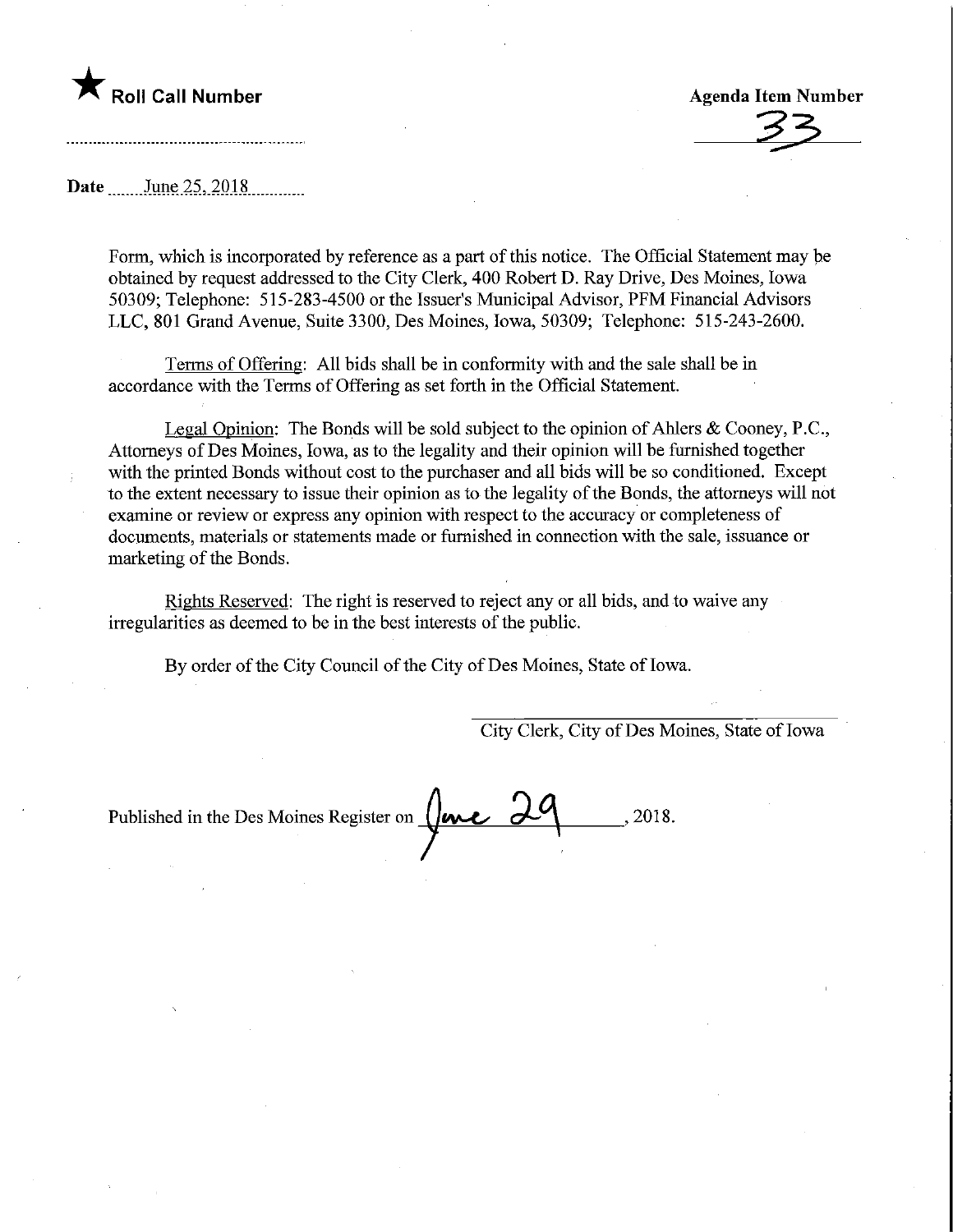★ **Roll Call Number**

**Agenda Item Number**

33

**Date** June 25, 2018

Form, which is incorporated by reference as a part of this notice. The Official Statement may be obtained by request addressed to the City Clerk, 400 Robert D. Ray Drive, Des Moines, Iowa 50309; Telephone: 515-283-4500 or the Issuer's Municipal Advisor, PFM Financial Advisors LLC, 801 Grand Avenue, Suite 3300, Des Moines, Iowa, 50309; Telephone: 515-243-2600.

Terms of Offering: All bids shall be in conformity with and the sale shall be in accordance with the Terms of Offering as set forth in the Official Statement.

Legal Opinion: The Bonds will be sold subject to the opinion of Ahlers & Cooney, P.C., Attorneys of Des Moines, Iowa, as to the legality and their opinion will be furnished together with the printed Bonds without cost to the purchaser and all bids will be so conditioned. Except to the extent necessary to issue their opinion as to the legality of the Bonds, the attorneys will not examine or review or express any opinion with respect to the accuracy or completeness of documents, materials or statements made or furnished in connection with the sale, issuance or marketing of the Bonds.

Rights Reserved: The right is reserved to reject any or all bids, and to waive any irregularities as deemed to be in the best interests of the public.

By order of the City Council of the City of Des Moines, State of Iowa.

City Clerk, City of Des Moines, State of Iowa

Published in the Des Moines Register on June 29, 2018.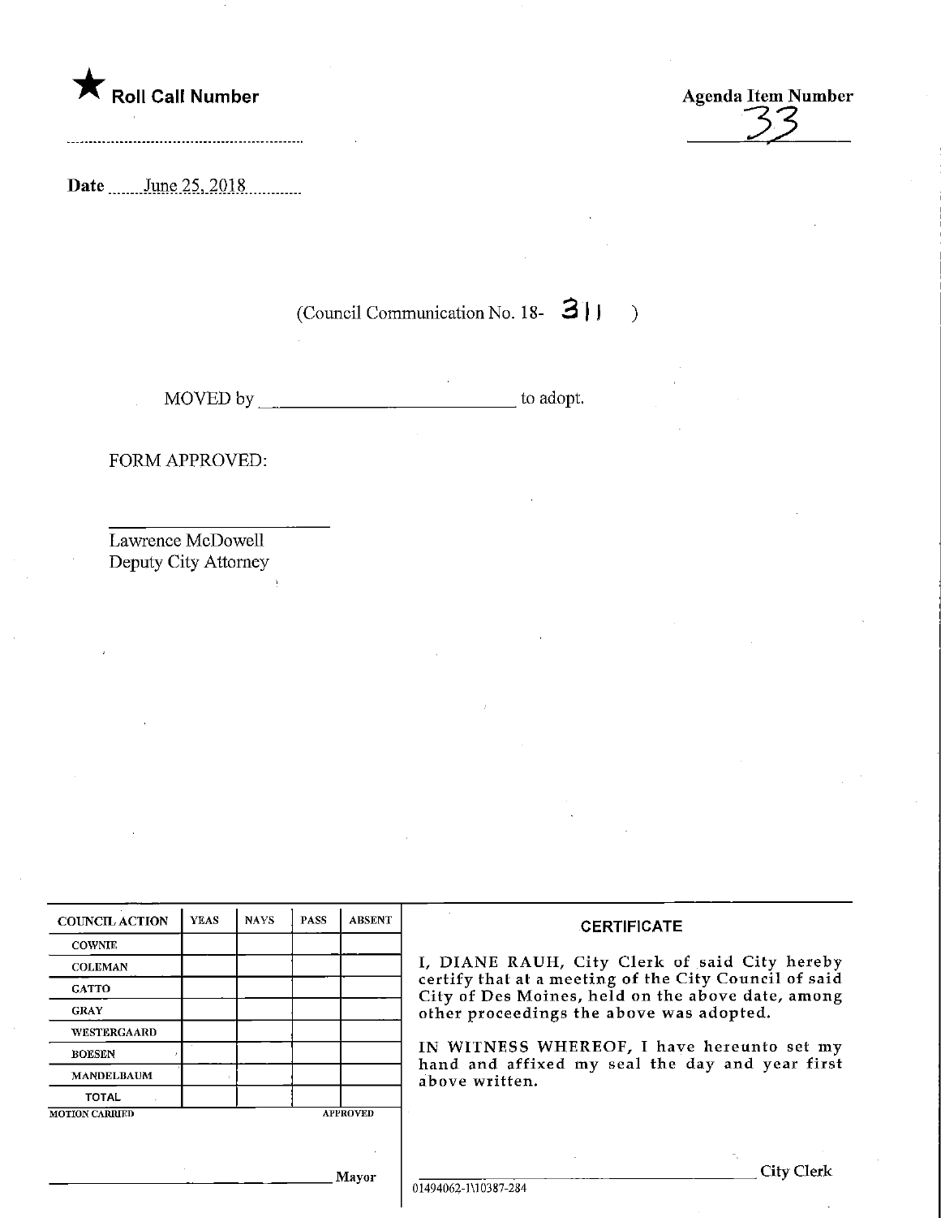★ **Roll Call Number**

**Agenda Item Number**

33

**Date** June 25, 2018

(Council Communication No. 18- 311 )

MOVED by ___________________________ to adopt.

FORM APPROVED:

_________________________

Lawrence McDowell
Deputy City Attorney

| COUNCIL ACTION | YEAS | NAYS | PASS | ABSENT |
|---|---|---|---|---|
| COWNIE | | | | |
| COLEMAN | | | | |
| GATTO | | | | |
| GRAY | | | | |
| WESTERGAARD | | | | |
| BOESEN | | | | |
| MANDELBAUM | | | | |
| TOTAL | | | | |

MOTION CARRIED APPROVED

_________________________ Mayor

**CERTIFICATE**

I, DIANE RAUH, City Clerk of said City hereby certify that at a meeting of the City Council of said City of Des Moines, held on the above date, among other proceedings the above was adopted.

IN WITNESS WHEREOF, I have hereunto set my hand and affixed my seal the day and year first above written.

_________________________ City Clerk

01494062-1\10387-284